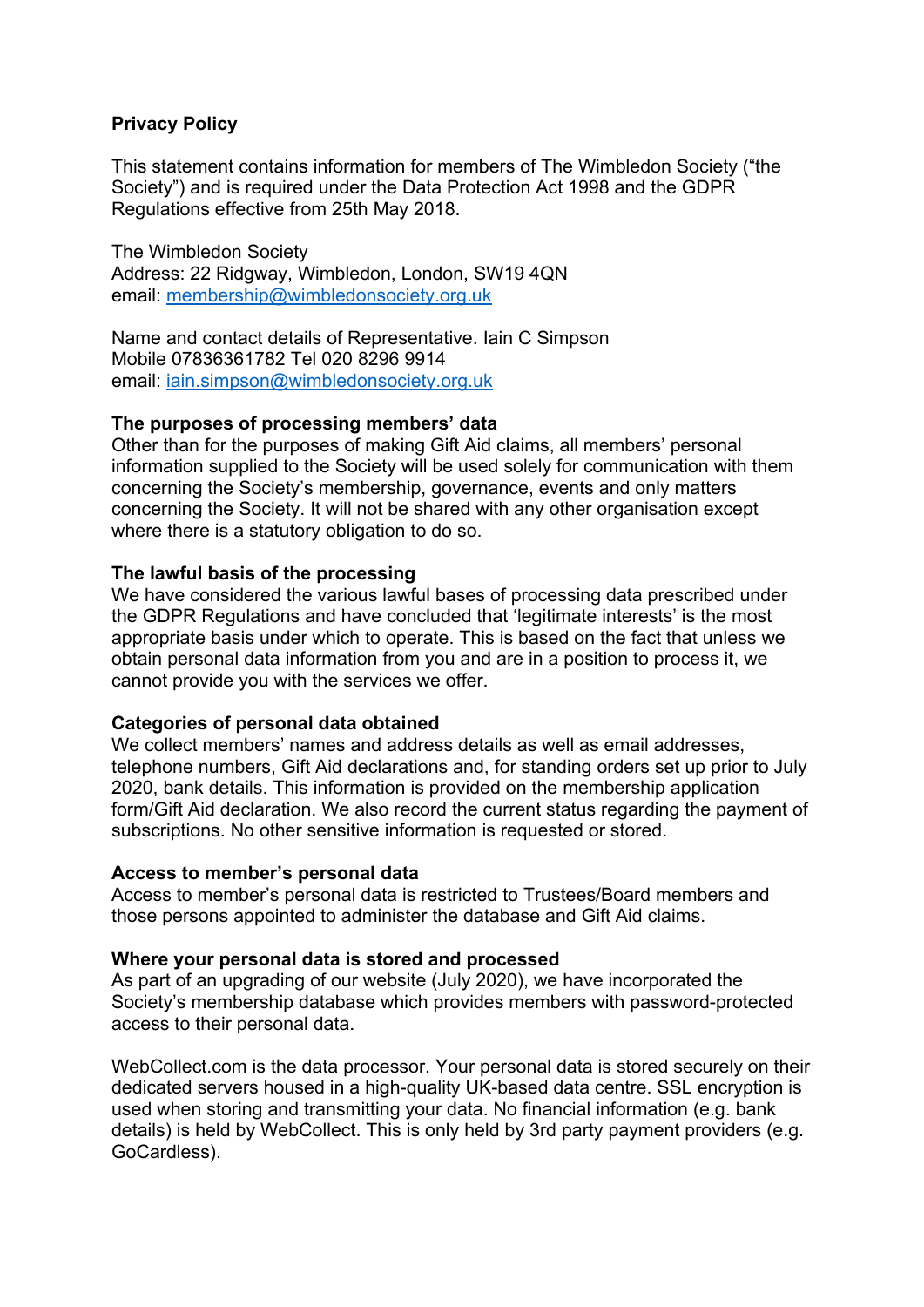**Privacy Policy**

This statement contains information for members of The Wimbledon Society ("the Society") and is required under the Data Protection Act 1998 and the GDPR Regulations effective from 25th May 2018.

The Wimbledon Society
Address: 22 Ridgway, Wimbledon, London, SW19 4QN
email: membership@wimbledonsociety.org.uk

Name and contact details of Representative. Iain C Simpson
Mobile 07836361782 Tel 020 8296 9914
email: iain.simpson@wimbledonsociety.org.uk

**The purposes of processing members' data**

Other than for the purposes of making Gift Aid claims, all members' personal information supplied to the Society will be used solely for communication with them concerning the Society's membership, governance, events and only matters concerning the Society. It will not be shared with any other organisation except where there is a statutory obligation to do so.

**The lawful basis of the processing**

We have considered the various lawful bases of processing data prescribed under the GDPR Regulations and have concluded that 'legitimate interests' is the most appropriate basis under which to operate. This is based on the fact that unless we obtain personal data information from you and are in a position to process it, we cannot provide you with the services we offer.

**Categories of personal data obtained**

We collect members' names and address details as well as email addresses, telephone numbers, Gift Aid declarations and, for standing orders set up prior to July 2020, bank details. This information is provided on the membership application form/Gift Aid declaration. We also record the current status regarding the payment of subscriptions. No other sensitive information is requested or stored.

**Access to member's personal data**

Access to member's personal data is restricted to Trustees/Board members and those persons appointed to administer the database and Gift Aid claims.

**Where your personal data is stored and processed**

As part of an upgrading of our website (July 2020), we have incorporated the Society's membership database which provides members with password-protected access to their personal data.

WebCollect.com is the data processor. Your personal data is stored securely on their dedicated servers housed in a high-quality UK-based data centre. SSL encryption is used when storing and transmitting your data. No financial information (e.g. bank details) is held by WebCollect. This is only held by 3rd party payment providers (e.g. GoCardless).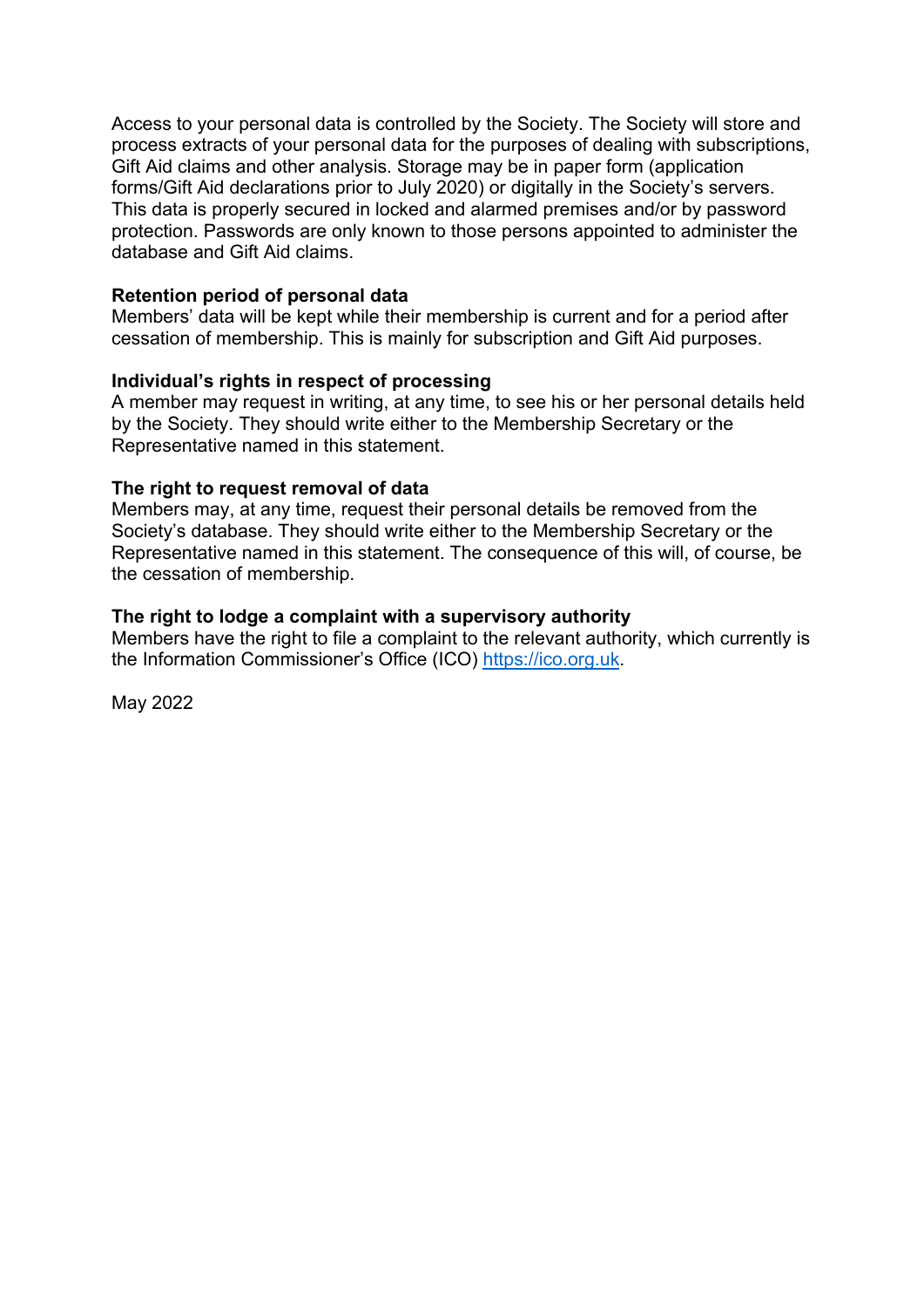Access to your personal data is controlled by the Society. The Society will store and process extracts of your personal data for the purposes of dealing with subscriptions, Gift Aid claims and other analysis. Storage may be in paper form (application forms/Gift Aid declarations prior to July 2020) or digitally in the Society's servers. This data is properly secured in locked and alarmed premises and/or by password protection. Passwords are only known to those persons appointed to administer the database and Gift Aid claims.

**Retention period of personal data**
Members' data will be kept while their membership is current and for a period after cessation of membership. This is mainly for subscription and Gift Aid purposes.

**Individual's rights in respect of processing**
A member may request in writing, at any time, to see his or her personal details held by the Society. They should write either to the Membership Secretary or the Representative named in this statement.

**The right to request removal of data**
Members may, at any time, request their personal details be removed from the Society's database. They should write either to the Membership Secretary or the Representative named in this statement. The consequence of this will, of course, be the cessation of membership.

**The right to lodge a complaint with a supervisory authority**
Members have the right to file a complaint to the relevant authority, which currently is the Information Commissioner's Office (ICO) [https://ico.org.uk](https://ico.org.uk).

May 2022